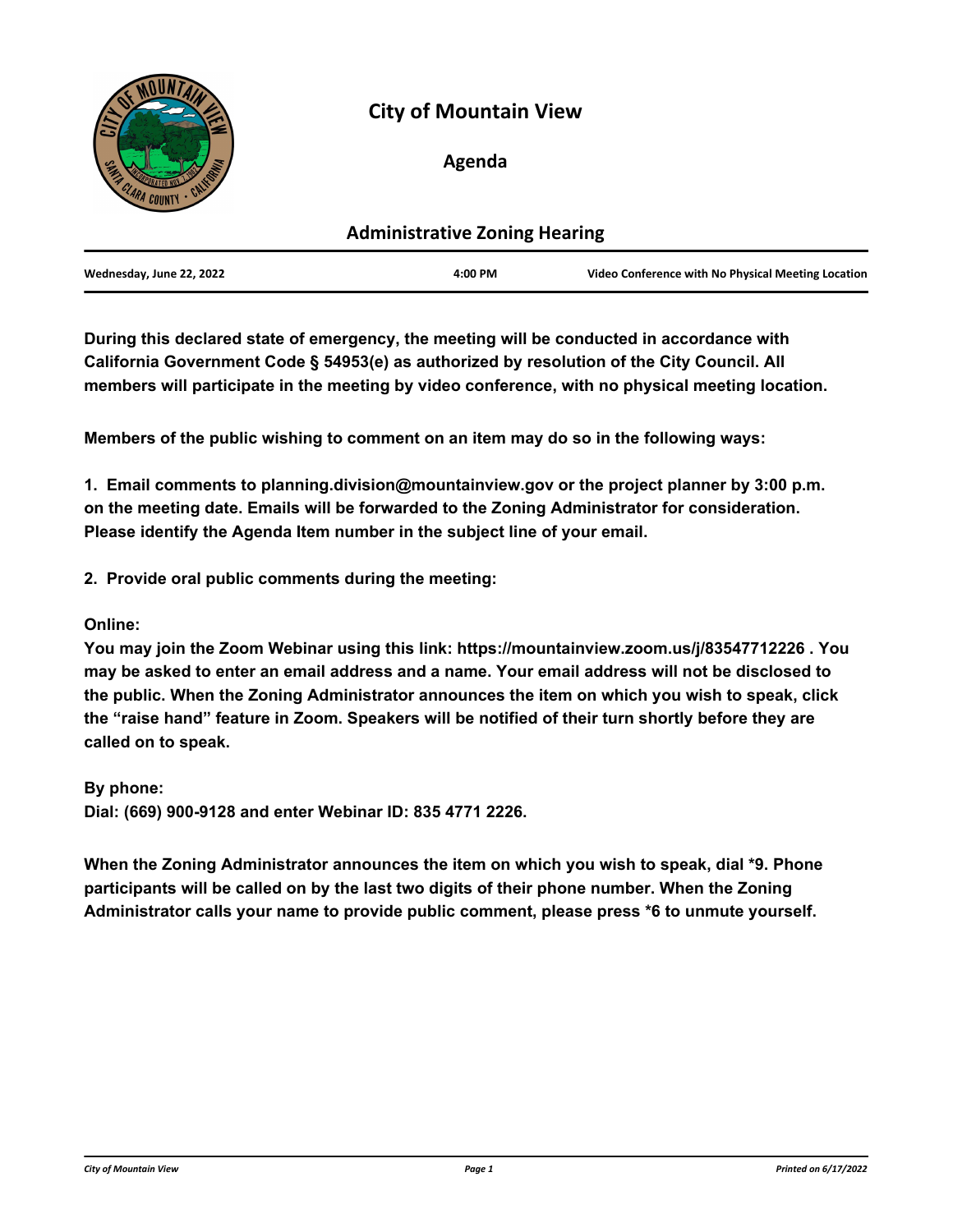# City of Mountain View

## Agenda

## Administrative Zoning Hearing

| Wednesday, June 22, 2022 | 4:00 PM | Video Conference with No Physical Meeting Location |
|---|---|---|

**During this declared state of emergency, the meeting will be conducted in accordance with California Government Code § 54953(e) as authorized by resolution of the City Council. All members will participate in the meeting by video conference, with no physical meeting location.**

**Members of the public wishing to comment on an item may do so in the following ways:**

**1. Email comments to planning.division@mountainview.gov or the project planner by 3:00 p.m. on the meeting date. Emails will be forwarded to the Zoning Administrator for consideration. Please identify the Agenda Item number in the subject line of your email.**

**2. Provide oral public comments during the meeting:**

**Online:**
**You may join the Zoom Webinar using this link: https://mountainview.zoom.us/j/83547712226 . You may be asked to enter an email address and a name. Your email address will not be disclosed to the public. When the Zoning Administrator announces the item on which you wish to speak, click the "raise hand" feature in Zoom. Speakers will be notified of their turn shortly before they are called on to speak.**

**By phone:**
**Dial: (669) 900-9128 and enter Webinar ID: 835 4771 2226.**

**When the Zoning Administrator announces the item on which you wish to speak, dial *9. Phone participants will be called on by the last two digits of their phone number. When the Zoning Administrator calls your name to provide public comment, please press *6 to unmute yourself.**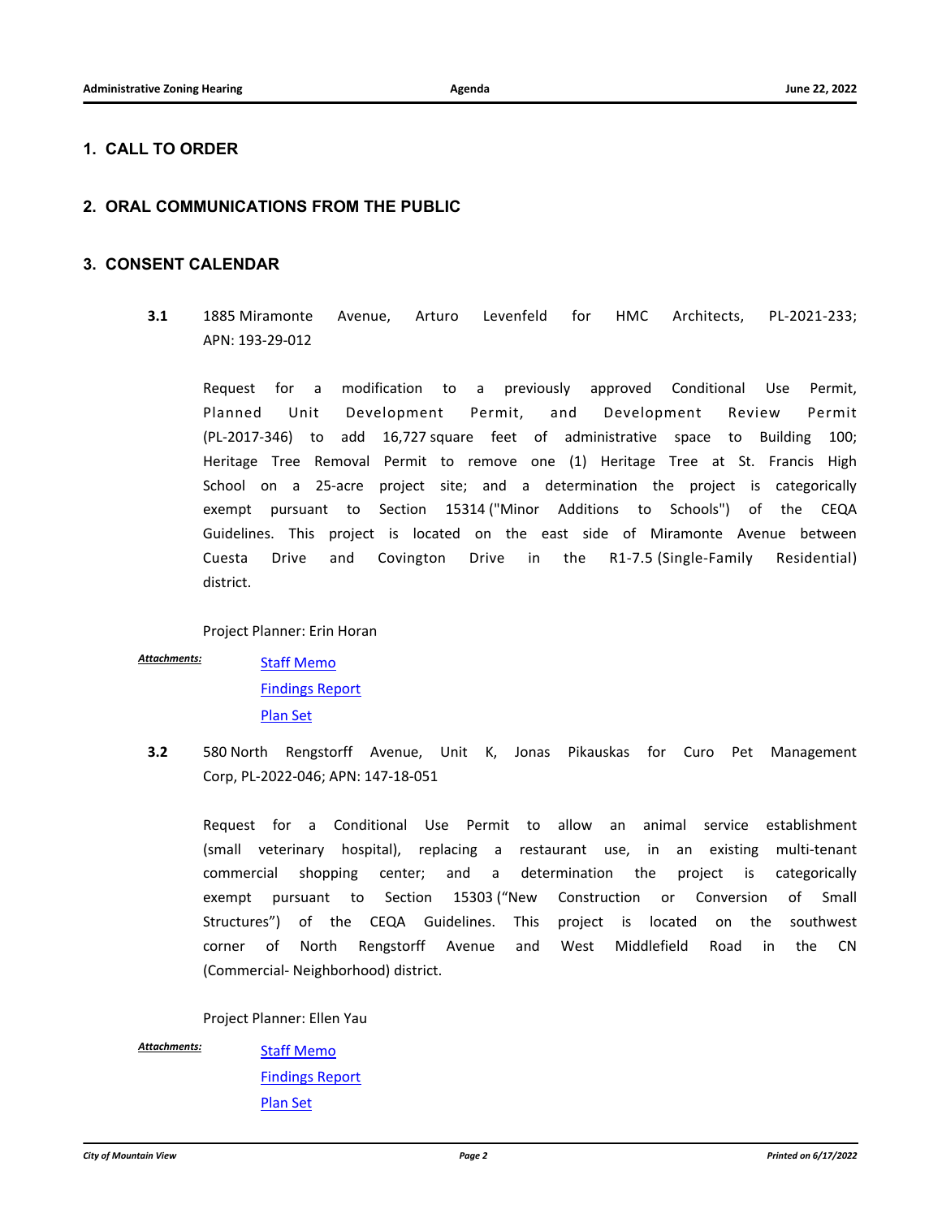## 1. CALL TO ORDER

## 2. ORAL COMMUNICATIONS FROM THE PUBLIC

## 3. CONSENT CALENDAR

**3.1** 1885 Miramonte Avenue, Arturo Levenfeld for HMC Architects, PL-2021-233; APN: 193-29-012

Request for a modification to a previously approved Conditional Use Permit, Planned Unit Development Permit, and Development Review Permit (PL-2017-346) to add 16,727 square feet of administrative space to Building 100; Heritage Tree Removal Permit to remove one (1) Heritage Tree at St. Francis High School on a 25-acre project site; and a determination the project is categorically exempt pursuant to Section 15314 ("Minor Additions to Schools") of the CEQA Guidelines. This project is located on the east side of Miramonte Avenue between Cuesta Drive and Covington Drive in the R1-7.5 (Single-Family Residential) district.

Project Planner: Erin Horan

***Attachments:***
- Staff Memo
- Findings Report
- Plan Set

**3.2** 580 North Rengstorff Avenue, Unit K, Jonas Pikauskas for Curo Pet Management Corp, PL-2022-046; APN: 147-18-051

Request for a Conditional Use Permit to allow an animal service establishment (small veterinary hospital), replacing a restaurant use, in an existing multi-tenant commercial shopping center; and a determination the project is categorically exempt pursuant to Section 15303 ("New Construction or Conversion of Small Structures") of the CEQA Guidelines. This project is located on the southwest corner of North Rengstorff Avenue and West Middlefield Road in the CN (Commercial- Neighborhood) district.

Project Planner: Ellen Yau

***Attachments:***
- Staff Memo
- Findings Report
- Plan Set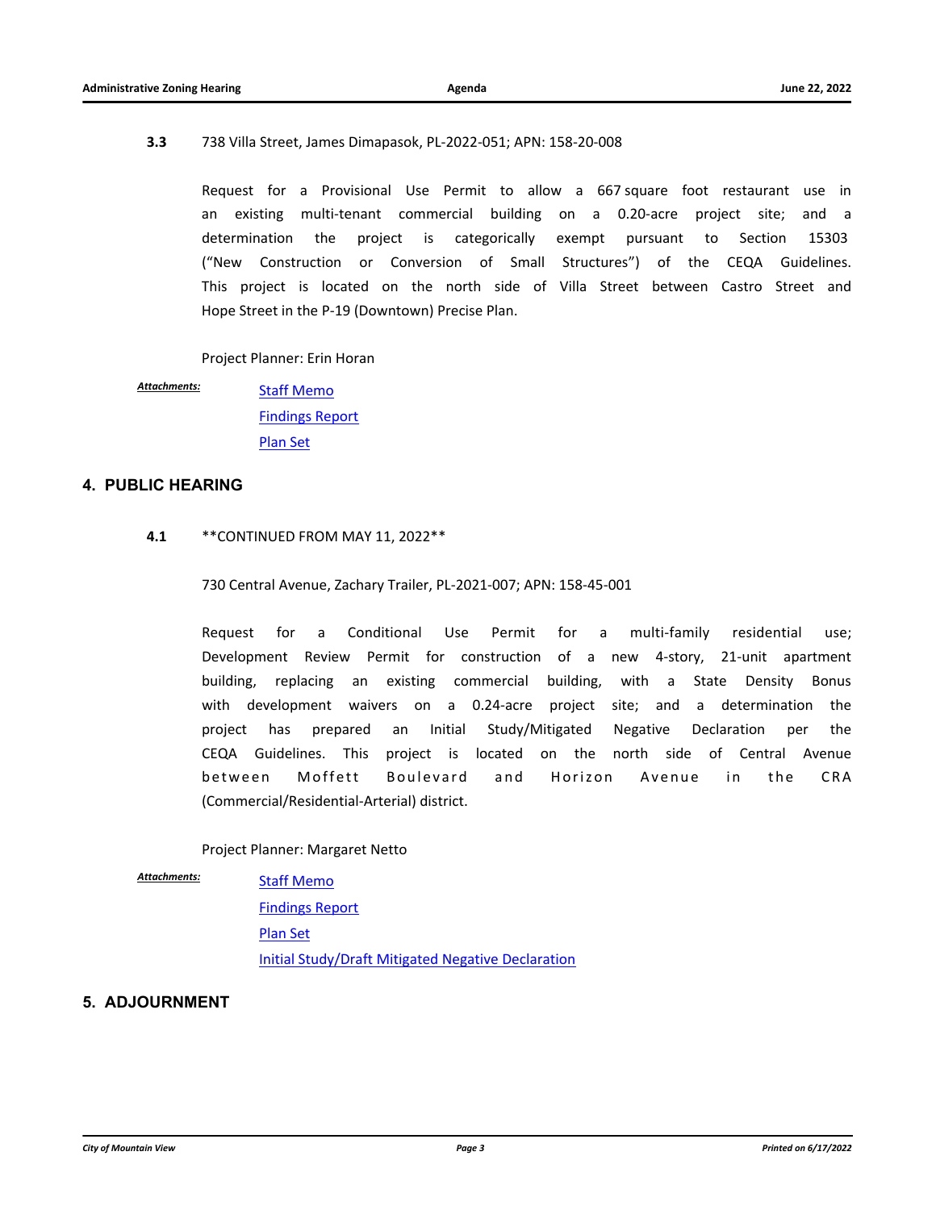**3.3** 738 Villa Street, James Dimapasok, PL-2022-051; APN: 158-20-008

Request for a Provisional Use Permit to allow a 667 square foot restaurant use in an existing multi-tenant commercial building on a 0.20-acre project site; and a determination the project is categorically exempt pursuant to Section 15303 ("New Construction or Conversion of Small Structures") of the CEQA Guidelines. This project is located on the north side of Villa Street between Castro Street and Hope Street in the P-19 (Downtown) Precise Plan.

Project Planner: Erin Horan

***Attachments:***
Staff Memo
Findings Report
Plan Set

## 4. PUBLIC HEARING

**4.1** **CONTINUED FROM MAY 11, 2022**

730 Central Avenue, Zachary Trailer, PL-2021-007; APN: 158-45-001

Request for a Conditional Use Permit for a multi-family residential use; Development Review Permit for construction of a new 4-story, 21-unit apartment building, replacing an existing commercial building, with a State Density Bonus with development waivers on a 0.24-acre project site; and a determination the project has prepared an Initial Study/Mitigated Negative Declaration per the CEQA Guidelines. This project is located on the north side of Central Avenue between Moffett Boulevard and Horizon Avenue in the CRA (Commercial/Residential-Arterial) district.

Project Planner: Margaret Netto

***Attachments:***
Staff Memo
Findings Report
Plan Set
Initial Study/Draft Mitigated Negative Declaration

## 5. ADJOURNMENT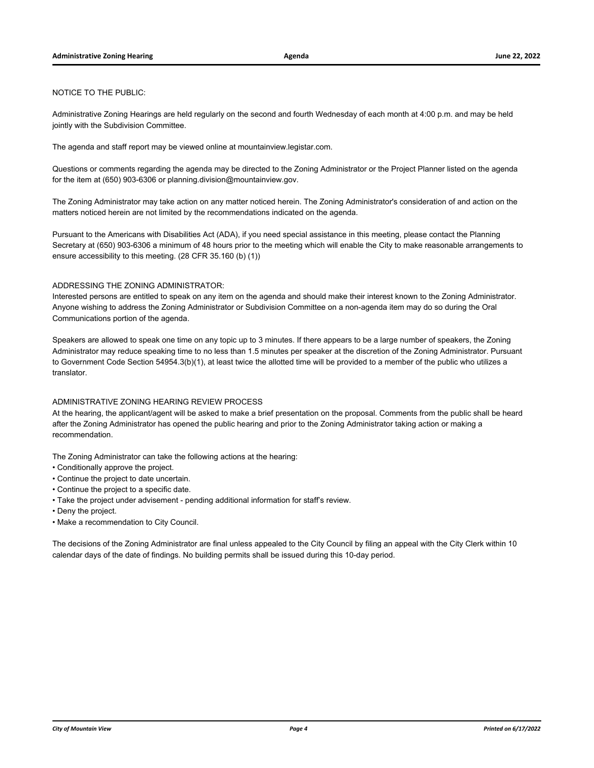NOTICE TO THE PUBLIC:

Administrative Zoning Hearings are held regularly on the second and fourth Wednesday of each month at 4:00 p.m. and may be held jointly with the Subdivision Committee.

The agenda and staff report may be viewed online at mountainview.legistar.com.

Questions or comments regarding the agenda may be directed to the Zoning Administrator or the Project Planner listed on the agenda for the item at (650) 903-6306 or planning.division@mountainview.gov.

The Zoning Administrator may take action on any matter noticed herein. The Zoning Administrator's consideration of and action on the matters noticed herein are not limited by the recommendations indicated on the agenda.

Pursuant to the Americans with Disabilities Act (ADA), if you need special assistance in this meeting, please contact the Planning Secretary at (650) 903-6306 a minimum of 48 hours prior to the meeting which will enable the City to make reasonable arrangements to ensure accessibility to this meeting. (28 CFR 35.160 (b) (1))

ADDRESSING THE ZONING ADMINISTRATOR:

Interested persons are entitled to speak on any item on the agenda and should make their interest known to the Zoning Administrator. Anyone wishing to address the Zoning Administrator or Subdivision Committee on a non-agenda item may do so during the Oral Communications portion of the agenda.

Speakers are allowed to speak one time on any topic up to 3 minutes. If there appears to be a large number of speakers, the Zoning Administrator may reduce speaking time to no less than 1.5 minutes per speaker at the discretion of the Zoning Administrator. Pursuant to Government Code Section 54954.3(b)(1), at least twice the allotted time will be provided to a member of the public who utilizes a translator.

ADMINISTRATIVE ZONING HEARING REVIEW PROCESS

At the hearing, the applicant/agent will be asked to make a brief presentation on the proposal. Comments from the public shall be heard after the Zoning Administrator has opened the public hearing and prior to the Zoning Administrator taking action or making a recommendation.

The Zoning Administrator can take the following actions at the hearing:

- Conditionally approve the project.
- Continue the project to date uncertain.
- Continue the project to a specific date.
- Take the project under advisement - pending additional information for staff's review.
- Deny the project.
- Make a recommendation to City Council.

The decisions of the Zoning Administrator are final unless appealed to the City Council by filing an appeal with the City Clerk within 10 calendar days of the date of findings. No building permits shall be issued during this 10-day period.